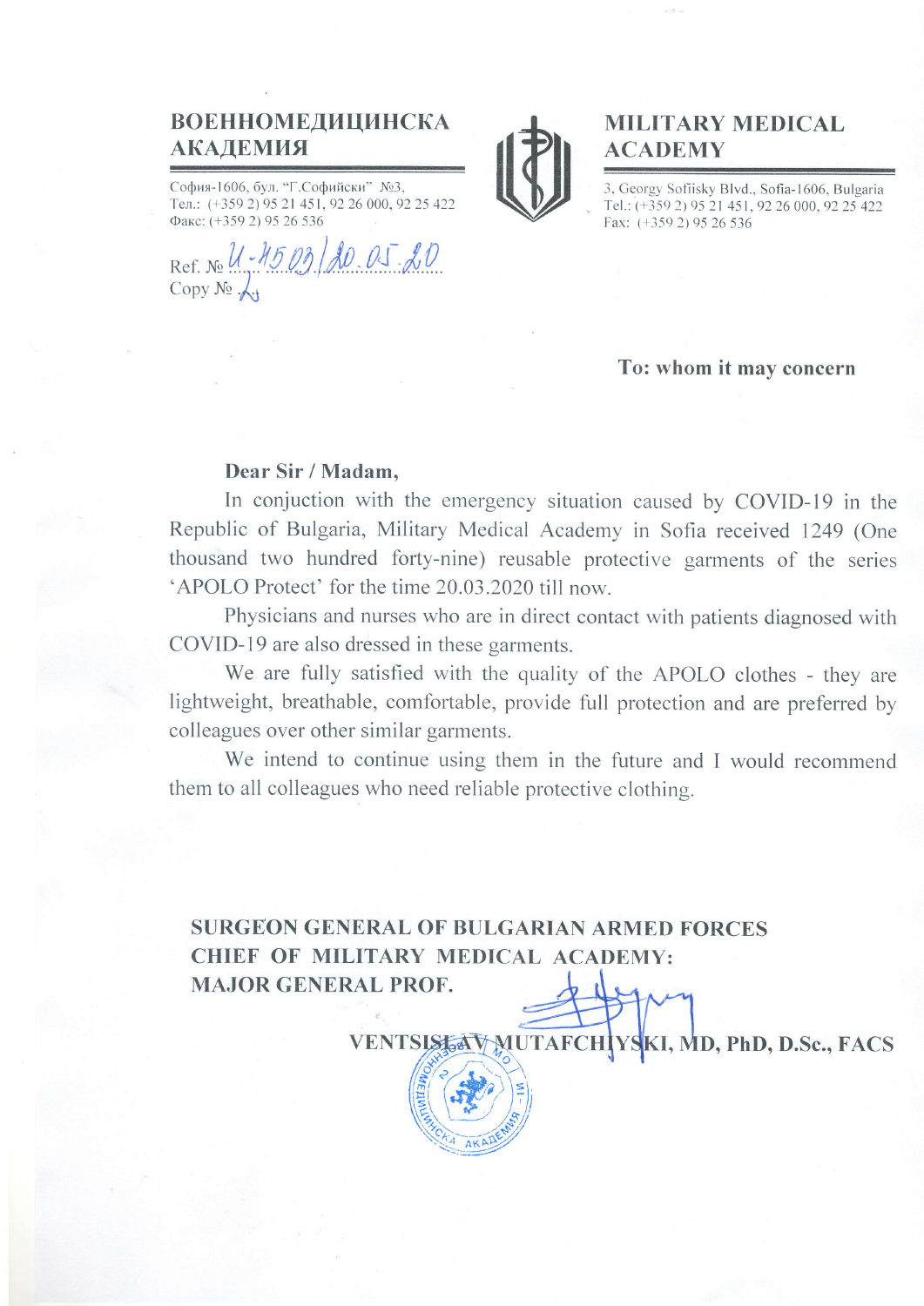**ВОЕННОМЕДИЦИНСКА АКАДЕМИЯ**

София-1606, бул. "Г.Софийски" №3,
Тел.: (+359 2) 95 21 451, 92 26 000, 92 25 422
Факс: (+359 2) 95 26 536

**MILITARY MEDICAL ACADEMY**

3, Georgy Sofiisky Blvd., Sofia-1606, Bulgaria
Tel.: (+359 2) 95 21 451, 92 26 000, 92 25 422
Fax: (+359 2) 95 26 536

Ref. № И-1503/20.05.20
Copy № 2

**To: whom it may concern**

**Dear Sir / Madam,**

In conjuction with the emergency situation caused by COVID-19 in the Republic of Bulgaria, Military Medical Academy in Sofia received 1249 (One thousand two hundred forty-nine) reusable protective garments of the series 'APOLO Protect' for the time 20.03.2020 till now.

Physicians and nurses who are in direct contact with patients diagnosed with COVID-19 are also dressed in these garments.

We are fully satisfied with the quality of the APOLO clothes - they are lightweight, breathable, comfortable, provide full protection and are preferred by colleagues over other similar garments.

We intend to continue using them in the future and I would recommend them to all colleagues who need reliable protective clothing.

**SURGEON GENERAL OF BULGARIAN ARMED FORCES**
**CHIEF OF MILITARY MEDICAL ACADEMY:**
**MAJOR GENERAL PROF.**

**VENTSISLAV MUTAFCHIYSKI, MD, PhD, D.Sc., FACS**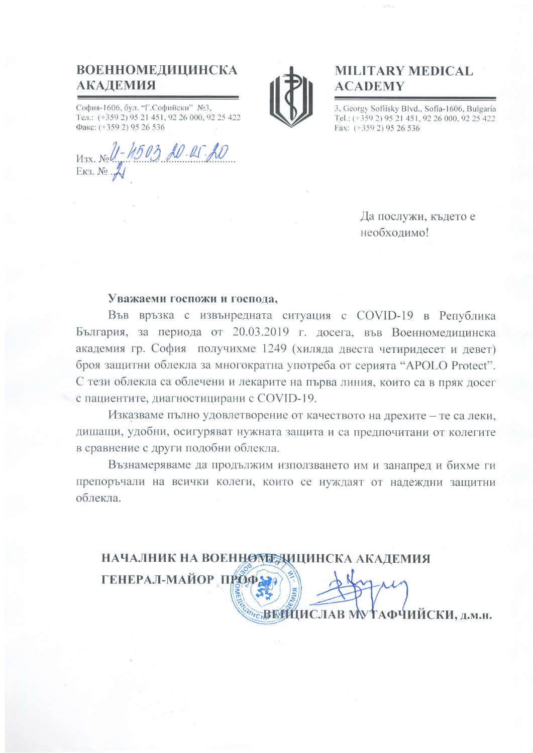**ВОЕННОМЕДИЦИНСКА АКАДЕМИЯ**

София-1606, бул. "Г.Софийски" №3,
Тел.: (+359 2) 95 21 451, 92 26 000, 92 25 422
Факс: (+359 2) 95 26 536

**MILITARY MEDICAL ACADEMY**

3, Georgy Sofiisky Blvd., Sofia-1606, Bulgaria
Tel.: (+359 2) 95 21 451, 92 26 000, 92 25 422
Fax: (+359 2) 95 26 536

Изх. № И-1503 20.05.20
Екз. № 2

Да послужи, където е необходимо!

**Уважаеми госпожи и господа,**

Във връзка с извънредната ситуация с COVID-19 в Република България, за периода от 20.03.2019 г. досега, във Военномедицинска академия гр. София получихме 1249 (хиляда двеста четиридесет и девет) броя защитни облекла за многократна употреба от серията "APOLO Protect". С тези облекла са облечени и лекарите на първа линия, които са в пряк досег с пациентите, диагностицирани с COVID-19.

Изказваме пълно удовлетворение от качеството на дрехите – те са леки, дишащи, удобни, осигуряват нужната защита и са предпочитани от колегите в сравнение с други подобни облекла.

Възнамеряваме да продължим използването им и занапред и бихме ги препоръчали на всички колеги, които се нуждаят от надеждни защитни облекла.

**НАЧАЛНИК НА ВОЕННОМЕДИЦИНСКА АКАДЕМИЯ**
**ГЕНЕРАЛ-МАЙОР ПРОФ.**
**ВЕНЦИСЛАВ МУТАФЧИЙСКИ, д.м.н.**